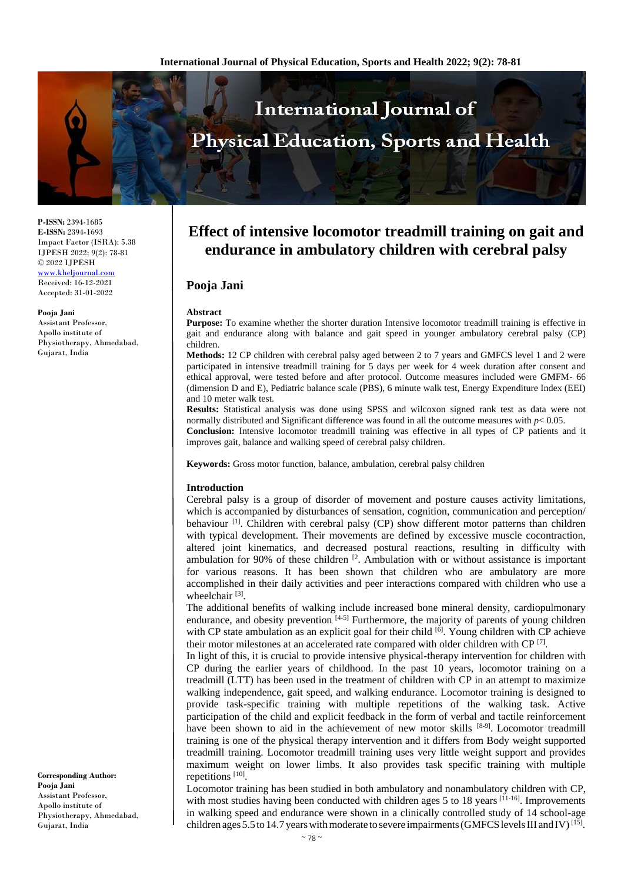P-ISSN: 2394-1685
E-ISSN: 2394-1693
Impact Factor (ISRA): 5.38
IJPESH 2022; 9(2): 78-81
© 2022 IJPESH
www.kheljournal.com
Received: 16-12-2021
Accepted: 31-01-2022

**Pooja Jani**
Assistant Professor, Apollo institute of Physiotherapy, Ahmedabad, Gujarat, India

**Corresponding Author:**
**Pooja Jani**
Assistant Professor, Apollo institute of Physiotherapy, Ahmedabad, Gujarat, India

# Effect of intensive locomotor treadmill training on gait and endurance in ambulatory children with cerebral palsy

## Pooja Jani

### Abstract

**Purpose:** To examine whether the shorter duration Intensive locomotor treadmill training is effective in gait and endurance along with balance and gait speed in younger ambulatory cerebral palsy (CP) children.

**Methods:** 12 CP children with cerebral palsy aged between 2 to 7 years and GMFCS level 1 and 2 were participated in intensive treadmill training for 5 days per week for 4 week duration after consent and ethical approval, were tested before and after protocol. Outcome measures included were GMFM- 66 (dimension D and E), Pediatric balance scale (PBS), 6 minute walk test, Energy Expenditure Index (EEI) and 10 meter walk test.

**Results:** Statistical analysis was done using SPSS and wilcoxon signed rank test as data were not normally distributed and Significant difference was found in all the outcome measures with $p < 0.05$.

**Conclusion:** Intensive locomotor treadmill training was effective in all types of CP patients and it improves gait, balance and walking speed of cerebral palsy children.

**Keywords:** Gross motor function, balance, ambulation, cerebral palsy children

### Introduction

Cerebral palsy is a group of disorder of movement and posture causes activity limitations, which is accompanied by disturbances of sensation, cognition, communication and perception/ behaviour [1]. Children with cerebral palsy (CP) show different motor patterns than children with typical development. Their movements are defined by excessive muscle cocontraction, altered joint kinematics, and decreased postural reactions, resulting in difficulty with ambulation for 90% of these children [2]. Ambulation with or without assistance is important for various reasons. It has been shown that children who are ambulatory are more accomplished in their daily activities and peer interactions compared with children who use a wheelchair [3].

The additional benefits of walking include increased bone mineral density, cardiopulmonary endurance, and obesity prevention [4-5] Furthermore, the majority of parents of young children with CP state ambulation as an explicit goal for their child [6]. Young children with CP achieve their motor milestones at an accelerated rate compared with older children with CP [7].

In light of this, it is crucial to provide intensive physical-therapy intervention for children with CP during the earlier years of childhood. In the past 10 years, locomotor training on a treadmill (LTT) has been used in the treatment of children with CP in an attempt to maximize walking independence, gait speed, and walking endurance. Locomotor training is designed to provide task-specific training with multiple repetitions of the walking task. Active participation of the child and explicit feedback in the form of verbal and tactile reinforcement have been shown to aid in the achievement of new motor skills [8-9]. Locomotor treadmill training is one of the physical therapy intervention and it differs from Body weight supported treadmill training. Locomotor treadmill training uses very little weight support and provides maximum weight on lower limbs. It also provides task specific training with multiple repetitions [10].

Locomotor training has been studied in both ambulatory and nonambulatory children with CP, with most studies having been conducted with children ages 5 to 18 years [11-16]. Improvements in walking speed and endurance were shown in a clinically controlled study of 14 school-age children ages 5.5 to 14.7 years with moderate to severe impairments (GMFCS levels III and IV) [15].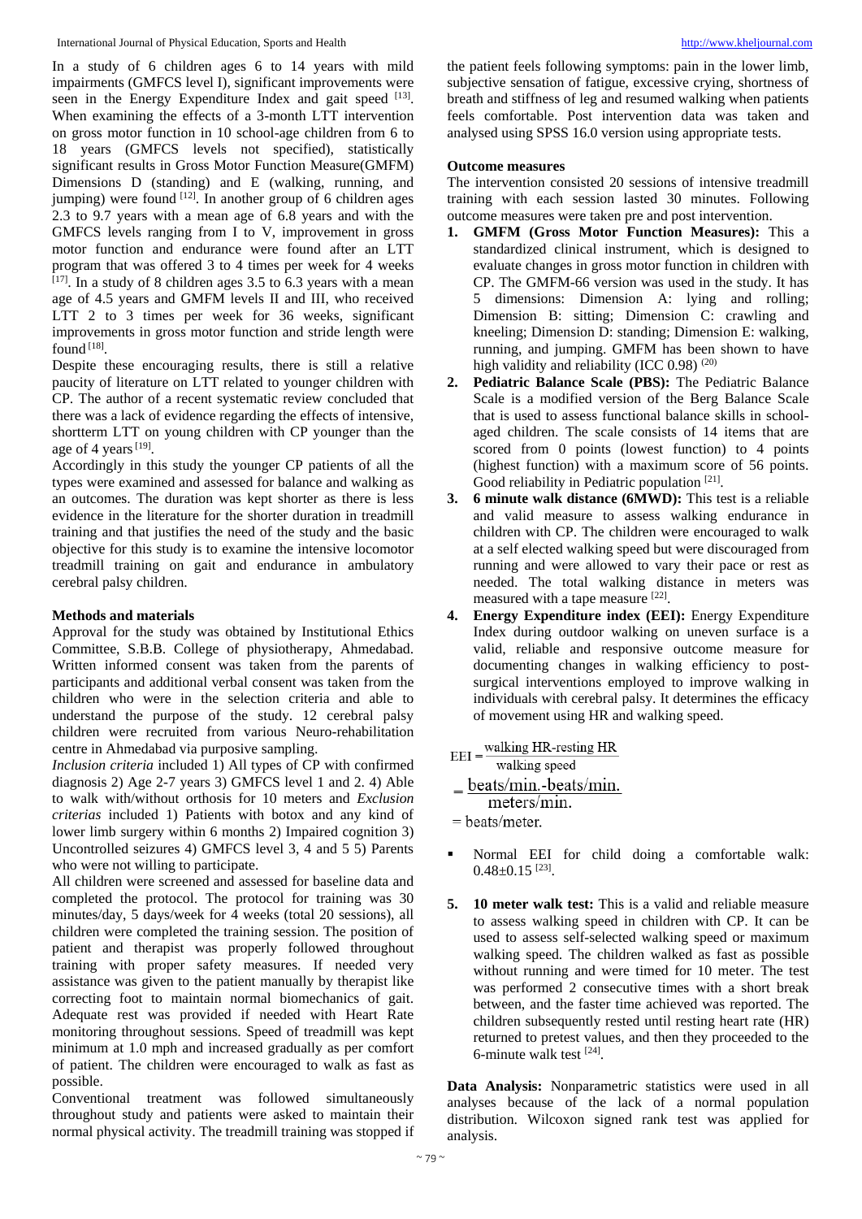In a study of 6 children ages 6 to 14 years with mild impairments (GMFCS level I), significant improvements were seen in the Energy Expenditure Index and gait speed [13]. When examining the effects of a 3-month LTT intervention on gross motor function in 10 school-age children from 6 to 18 years (GMFCS levels not specified), statistically significant results in Gross Motor Function Measure(GMFM) Dimensions D (standing) and E (walking, running, and jumping) were found [12]. In another group of 6 children ages 2.3 to 9.7 years with a mean age of 6.8 years and with the GMFCS levels ranging from I to V, improvement in gross motor function and endurance were found after an LTT program that was offered 3 to 4 times per week for 4 weeks [17]. In a study of 8 children ages 3.5 to 6.3 years with a mean age of 4.5 years and GMFM levels II and III, who received LTT 2 to 3 times per week for 36 weeks, significant improvements in gross motor function and stride length were found [18].

Despite these encouraging results, there is still a relative paucity of literature on LTT related to younger children with CP. The author of a recent systematic review concluded that there was a lack of evidence regarding the effects of intensive, shortterm LTT on young children with CP younger than the age of 4 years [19].

Accordingly in this study the younger CP patients of all the types were examined and assessed for balance and walking as an outcomes. The duration was kept shorter as there is less evidence in the literature for the shorter duration in treadmill training and that justifies the need of the study and the basic objective for this study is to examine the intensive locomotor treadmill training on gait and endurance in ambulatory cerebral palsy children.

**Methods and materials**

Approval for the study was obtained by Institutional Ethics Committee, S.B.B. College of physiotherapy, Ahmedabad. Written informed consent was taken from the parents of participants and additional verbal consent was taken from the children who were in the selection criteria and able to understand the purpose of the study. 12 cerebral palsy children were recruited from various Neuro-rehabilitation centre in Ahmedabad via purposive sampling.

*Inclusion criteria* included 1) All types of CP with confirmed diagnosis 2) Age 2-7 years 3) GMFCS level 1 and 2. 4) Able to walk with/without orthosis for 10 meters and *Exclusion criterias* included 1) Patients with botox and any kind of lower limb surgery within 6 months 2) Impaired cognition 3) Uncontrolled seizures 4) GMFCS level 3, 4 and 5 5) Parents who were not willing to participate.

All children were screened and assessed for baseline data and completed the protocol. The protocol for training was 30 minutes/day, 5 days/week for 4 weeks (total 20 sessions), all children were completed the training session. The position of patient and therapist was properly followed throughout training with proper safety measures. If needed very assistance was given to the patient manually by therapist like correcting foot to maintain normal biomechanics of gait. Adequate rest was provided if needed with Heart Rate monitoring throughout sessions. Speed of treadmill was kept minimum at 1.0 mph and increased gradually as per comfort of patient. The children were encouraged to walk as fast as possible.

Conventional treatment was followed simultaneously throughout study and patients were asked to maintain their normal physical activity. The treadmill training was stopped if the patient feels following symptoms: pain in the lower limb, subjective sensation of fatigue, excessive crying, shortness of breath and stiffness of leg and resumed walking when patients feels comfortable. Post intervention data was taken and analysed using SPSS 16.0 version using appropriate tests.

**Outcome measures**

The intervention consisted 20 sessions of intensive treadmill training with each session lasted 30 minutes. Following outcome measures were taken pre and post intervention.

1. **GMFM (Gross Motor Function Measures):** This a standardized clinical instrument, which is designed to evaluate changes in gross motor function in children with CP. The GMFM-66 version was used in the study. It has 5 dimensions: Dimension A: lying and rolling; Dimension B: sitting; Dimension C: crawling and kneeling; Dimension D: standing; Dimension E: walking, running, and jumping. GMFM has been shown to have high validity and reliability (ICC 0.98) [20]
2. **Pediatric Balance Scale (PBS):** The Pediatric Balance Scale is a modified version of the Berg Balance Scale that is used to assess functional balance skills in school-aged children. The scale consists of 14 items that are scored from 0 points (lowest function) to 4 points (highest function) with a maximum score of 56 points. Good reliability in Pediatric population [21].
3. **6 minute walk distance (6MWD):** This test is a reliable and valid measure to assess walking endurance in children with CP. The children were encouraged to walk at a self elected walking speed but were discouraged from running and were allowed to vary their pace or rest as needed. The total walking distance in meters was measured with a tape measure [22].
4. **Energy Expenditure index (EEI):** Energy Expenditure Index during outdoor walking on uneven surface is a valid, reliable and responsive outcome measure for documenting changes in walking efficiency to post-surgical interventions employed to improve walking in individuals with cerebral palsy. It determines the efficacy of movement using HR and walking speed.

$$\text{EEI} = \frac{\text{walking HR-resting HR}}{\text{walking speed}}$$

$$= \frac{\text{beats/min.-beats/min.}}{\text{meters/min.}}$$

$$= \text{beats/meter.}$$

- Normal EEI for child doing a comfortable walk: $0.48 \pm 0.15$ [23].

5. **10 meter walk test:** This is a valid and reliable measure to assess walking speed in children with CP. It can be used to assess self-selected walking speed or maximum walking speed. The children walked as fast as possible without running and were timed for 10 meter. The test was performed 2 consecutive times with a short break between, and the faster time achieved was reported. The children subsequently rested until resting heart rate (HR) returned to pretest values, and then they proceeded to the 6-minute walk test [24].

**Data Analysis:** Nonparametric statistics were used in all analyses because of the lack of a normal population distribution. Wilcoxon signed rank test was applied for analysis.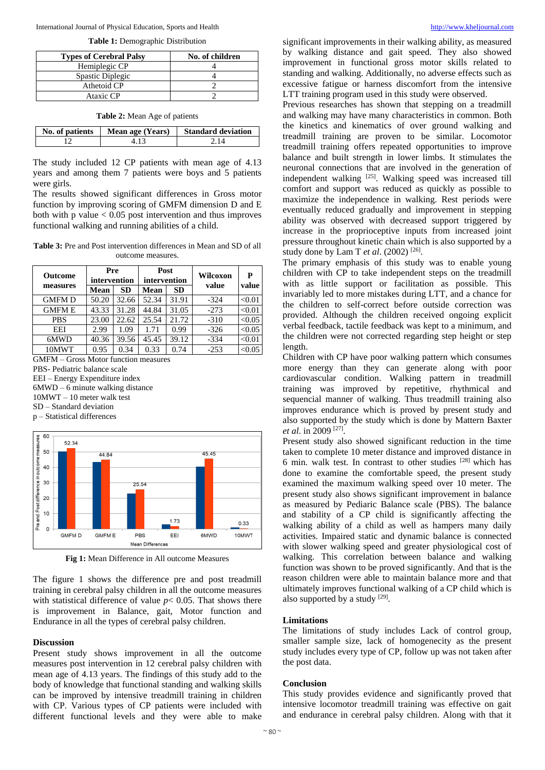**Table 1:** Demographic Distribution

| Types of Cerebral Palsy | No. of children |
| --- | --- |
| Hemiplegic CP | 4 |
| Spastic Diplegic | 4 |
| Athetoid CP | 2 |
| Ataxic CP | 2 |

**Table 2:** Mean Age of patients

| No. of patients | Mean age (Years) | Standard deviation |
| --- | --- | --- |
| 12 | 4.13 | 2.14 |

The study included 12 CP patients with mean age of 4.13 years and among them 7 patients were boys and 5 patients were girls.

The results showed significant differences in Gross motor function by improving scoring of GMFM dimension D and E both with p value < 0.05 post intervention and thus improves functional walking and running abilities of a child.

**Table 3:** Pre and Post intervention differences in Mean and SD of all outcome measures.

| Outcome measures | Pre intervention | | Post intervention | | Wilcoxon value | P value |
| --- | --- | --- | --- | --- | --- | --- |
| | Mean | SD | Mean | SD | | |
| GMFM D | 50.20 | 32.66 | 52.34 | 31.91 | -324 | <0.01 |
| GMFM E | 43.33 | 31.28 | 44.84 | 31.05 | -273 | <0.01 |
| PBS | 23.00 | 22.62 | 25.54 | 21.72 | -310 | <0.05 |
| EEI | 2.99 | 1.09 | 1.71 | 0.99 | -326 | <0.05 |
| 6MWD | 40.36 | 39.56 | 45.45 | 39.12 | -334 | <0.01 |
| 10MWT | 0.95 | 0.34 | 0.33 | 0.74 | -253 | <0.05 |

GMFM – Gross Motor function measures
PBS- Pediatric balance scale
EEI – Energy Expenditure index
6MWD – 6 minute walking distance
10MWT – 10 meter walk test
SD – Standard deviation
p – Statistical differences

60
50
40
30
20
10
0
Pre and Post difference in outcome measures
52.34
44.84
25.54
1.73
45.45
0.33
GMFM D
GMFM E
PBS
EEI
6MWD
10MWT
Mean Differences

**Fig 1:** Mean Difference in All outcome Measures

The figure 1 shows the difference pre and post treadmill training in cerebral palsy children in all the outcome measures with statistical difference of value $p < 0.05$. That shows there is improvement in Balance, gait, Motor function and Endurance in all the types of cerebral palsy children.

## Discussion

Present study shows improvement in all the outcome measures post intervention in 12 cerebral palsy children with mean age of 4.13 years. The findings of this study add to the body of knowledge that functional standing and walking skills can be improved by intensive treadmill training in children with CP. Various types of CP patients were included with different functional levels and they were able to make significant improvements in their walking ability, as measured by walking distance and gait speed. They also showed improvement in functional gross motor skills related to standing and walking. Additionally, no adverse effects such as excessive fatigue or harness discomfort from the intensive LTT training program used in this study were observed.

Previous researches has shown that stepping on a treadmill and walking may have many characteristics in common. Both the kinetics and kinematics of over ground walking and treadmill training are proven to be similar. Locomotor treadmill training offers repeated opportunities to improve balance and built strength in lower limbs. It stimulates the neuronal connections that are involved in the generation of independent walking [25]. Walking speed was increased till comfort and support was reduced as quickly as possible to maximize the independence in walking. Rest periods were eventually reduced gradually and improvement in stepping ability was observed with decreased support triggered by increase in the proprioceptive inputs from increased joint pressure throughout kinetic chain which is also supported by a study done by Lam T *et al*. (2002) [26].

The primary emphasis of this study was to enable young children with CP to take independent steps on the treadmill with as little support or facilitation as possible. This invariably led to more mistakes during LTT, and a chance for the children to self-correct before outside correction was provided. Although the children received ongoing explicit verbal feedback, tactile feedback was kept to a minimum, and the children were not corrected regarding step height or step length.

Children with CP have poor walking pattern which consumes more energy than they can generate along with poor cardiovascular condition. Walking pattern in treadmill training was improved by repetitive, rhythmical and sequencial manner of walking. Thus treadmill training also improves endurance which is proved by present study and also supported by the study which is done by Mattern Baxter *et al*. in 2009 [27].

Present study also showed significant reduction in the time taken to complete 10 meter distance and improved distance in 6 min. walk test. In contrast to other studies [28] which has done to examine the comfortable speed, the present study examined the maximum walking speed over 10 meter. The present study also shows significant improvement in balance as measured by Pediaric balance scale (PBS). The balance and stability of a CP child is significantly affecting the walking ability of a child as well as hampers many daily activities. Impaired static and dynamic balance is connected with slower walking speed and greater physiological cost of walking. This correlation between balance and walking function was shown to be proved significantly. And that is the reason children were able to maintain balance more and that ultimately improves functional walking of a CP child which is also supported by a study [29].

## Limitations

The limitations of study includes Lack of control group, smaller sample size, lack of homogenecity as the present study includes every type of CP, follow up was not taken after the post data.

## Conclusion

This study provides evidence and significantly proved that intensive locomotor treadmill training was effective on gait and endurance in cerebral palsy children. Along with that it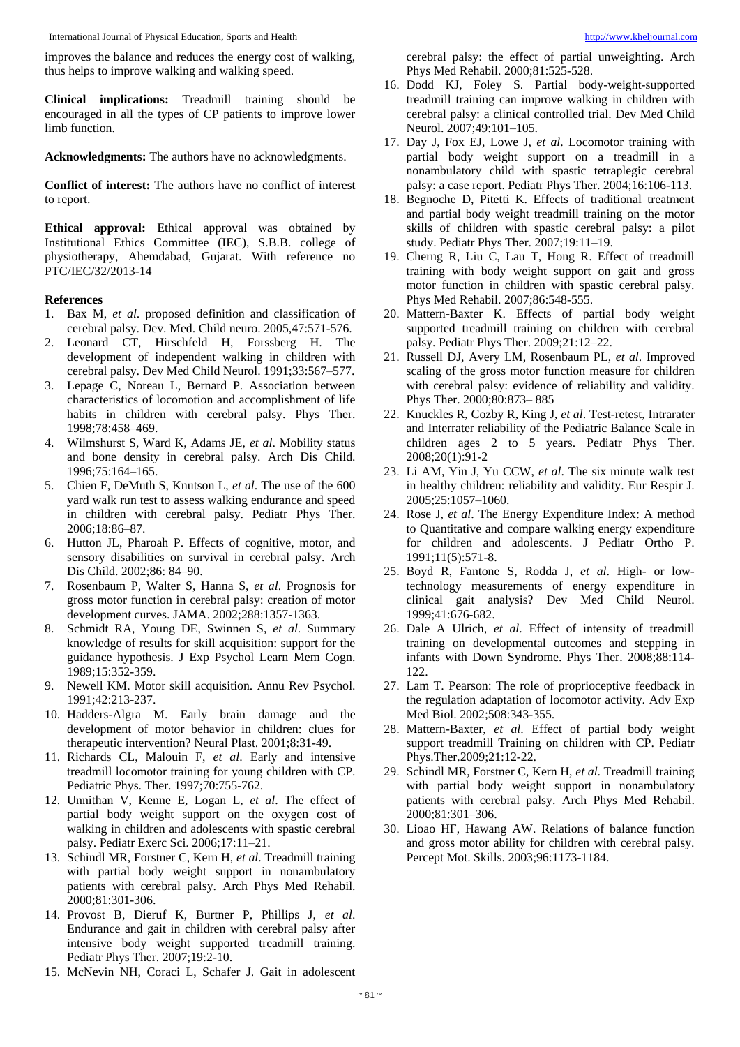improves the balance and reduces the energy cost of walking, thus helps to improve walking and walking speed.

**Clinical implications:** Treadmill training should be encouraged in all the types of CP patients to improve lower limb function.

**Acknowledgments:** The authors have no acknowledgments.

**Conflict of interest:** The authors have no conflict of interest to report.

**Ethical approval:** Ethical approval was obtained by Institutional Ethics Committee (IEC), S.B.B. college of physiotherapy, Ahemdabad, Gujarat. With reference no PTC/IEC/32/2013-14

## References

1. Bax M, *et al*. proposed definition and classification of cerebral palsy. Dev. Med. Child neuro. 2005,47:571-576.
2. Leonard CT, Hirschfeld H, Forssberg H. The development of independent walking in children with cerebral palsy. Dev Med Child Neurol. 1991;33:567–577.
3. Lepage C, Noreau L, Bernard P. Association between characteristics of locomotion and accomplishment of life habits in children with cerebral palsy. Phys Ther. 1998;78:458–469.
4. Wilmshurst S, Ward K, Adams JE, *et al*. Mobility status and bone density in cerebral palsy. Arch Dis Child. 1996;75:164–165.
5. Chien F, DeMuth S, Knutson L, *et al*. The use of the 600 yard walk run test to assess walking endurance and speed in children with cerebral palsy. Pediatr Phys Ther. 2006;18:86–87.
6. Hutton JL, Pharoah P. Effects of cognitive, motor, and sensory disabilities on survival in cerebral palsy. Arch Dis Child. 2002;86: 84–90.
7. Rosenbaum P, Walter S, Hanna S, *et al*. Prognosis for gross motor function in cerebral palsy: creation of motor development curves. JAMA. 2002;288:1357-1363.
8. Schmidt RA, Young DE, Swinnen S, *et al*. Summary knowledge of results for skill acquisition: support for the guidance hypothesis. J Exp Psychol Learn Mem Cogn. 1989;15:352-359.
9. Newell KM. Motor skill acquisition. Annu Rev Psychol. 1991;42:213-237.
10. Hadders-Algra M. Early brain damage and the development of motor behavior in children: clues for therapeutic intervention? Neural Plast. 2001;8:31-49.
11. Richards CL, Malouin F, *et al*. Early and intensive treadmill locomotor training for young children with CP. Pediatric Phys. Ther. 1997;70:755-762.
12. Unnithan V, Kenne E, Logan L, *et al*. The effect of partial body weight support on the oxygen cost of walking in children and adolescents with spastic cerebral palsy. Pediatr Exerc Sci. 2006;17:11–21.
13. Schindl MR, Forstner C, Kern H, *et al*. Treadmill training with partial body weight support in nonambulatory patients with cerebral palsy. Arch Phys Med Rehabil. 2000;81:301-306.
14. Provost B, Dieruf K, Burtner P, Phillips J, *et al*. Endurance and gait in children with cerebral palsy after intensive body weight supported treadmill training. Pediatr Phys Ther. 2007;19:2-10.
15. McNevin NH, Coraci L, Schafer J. Gait in adolescent cerebral palsy: the effect of partial unweighting. Arch Phys Med Rehabil. 2000;81:525-528.
16. Dodd KJ, Foley S. Partial body-weight-supported treadmill training can improve walking in children with cerebral palsy: a clinical controlled trial. Dev Med Child Neurol. 2007;49:101–105.
17. Day J, Fox EJ, Lowe J, *et al*. Locomotor training with partial body weight support on a treadmill in a nonambulatory child with spastic tetraplegic cerebral palsy: a case report. Pediatr Phys Ther. 2004;16:106-113.
18. Begnoche D, Pitetti K. Effects of traditional treatment and partial body weight treadmill training on the motor skills of children with spastic cerebral palsy: a pilot study. Pediatr Phys Ther. 2007;19:11–19.
19. Cherng R, Liu C, Lau T, Hong R. Effect of treadmill training with body weight support on gait and gross motor function in children with spastic cerebral palsy. Phys Med Rehabil. 2007;86:548-555.
20. Mattern-Baxter K. Effects of partial body weight supported treadmill training on children with cerebral palsy. Pediatr Phys Ther. 2009;21:12–22.
21. Russell DJ, Avery LM, Rosenbaum PL, *et al*. Improved scaling of the gross motor function measure for children with cerebral palsy: evidence of reliability and validity. Phys Ther. 2000;80:873– 885
22. Knuckles R, Cozby R, King J, *et al*. Test-retest, Intrarater and Interrater reliability of the Pediatric Balance Scale in children ages 2 to 5 years. Pediatr Phys Ther. 2008;20(1):91-2
23. Li AM, Yin J, Yu CCW, *et al*. The six minute walk test in healthy children: reliability and validity. Eur Respir J. 2005;25:1057–1060.
24. Rose J, *et al*. The Energy Expenditure Index: A method to Quantitative and compare walking energy expenditure for children and adolescents. J Pediatr Ortho P. 1991;11(5):571-8.
25. Boyd R, Fantone S, Rodda J, *et al*. High- or low-technology measurements of energy expenditure in clinical gait analysis? Dev Med Child Neurol. 1999;41:676-682.
26. Dale A Ulrich, *et al*. Effect of intensity of treadmill training on developmental outcomes and stepping in infants with Down Syndrome. Phys Ther. 2008;88:114-122.
27. Lam T. Pearson: The role of proprioceptive feedback in the regulation adaptation of locomotor activity. Adv Exp Med Biol. 2002;508:343-355.
28. Mattern-Baxter, *et al*. Effect of partial body weight support treadmill Training on children with CP. Pediatr Phys.Ther.2009;21:12-22.
29. Schindl MR, Forstner C, Kern H, *et al*. Treadmill training with partial body weight support in nonambulatory patients with cerebral palsy. Arch Phys Med Rehabil. 2000;81:301–306.
30. Lioao HF, Hawang AW. Relations of balance function and gross motor ability for children with cerebral palsy. Percept Mot. Skills. 2003;96:1173-1184.